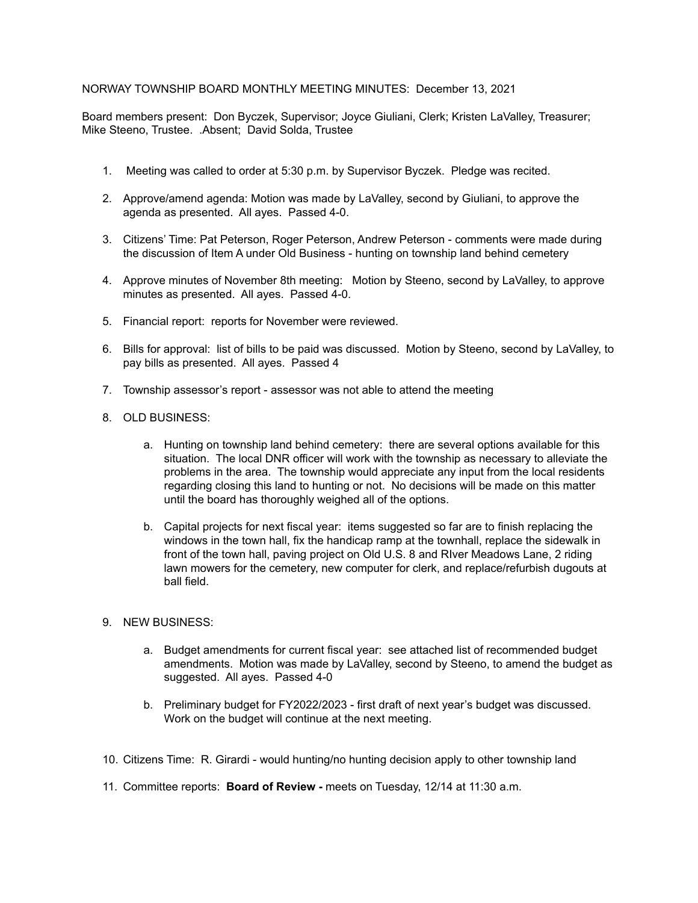NORWAY TOWNSHIP BOARD MONTHLY MEETING MINUTES: December 13, 2021

Board members present: Don Byczek, Supervisor; Joyce Giuliani, Clerk; Kristen LaValley, Treasurer; Mike Steeno, Trustee. .Absent; David Solda, Trustee

1. Meeting was called to order at 5:30 p.m. by Supervisor Byczek. Pledge was recited.

2. Approve/amend agenda: Motion was made by LaValley, second by Giuliani, to approve the agenda as presented. All ayes. Passed 4-0.

3. Citizens' Time: Pat Peterson, Roger Peterson, Andrew Peterson - comments were made during the discussion of Item A under Old Business - hunting on township land behind cemetery

4. Approve minutes of November 8th meeting: Motion by Steeno, second by LaValley, to approve minutes as presented. All ayes. Passed 4-0.

5. Financial report: reports for November were reviewed.

6. Bills for approval: list of bills to be paid was discussed. Motion by Steeno, second by LaValley, to pay bills as presented. All ayes. Passed 4

7. Township assessor's report - assessor was not able to attend the meeting

8. OLD BUSINESS:

    a. Hunting on township land behind cemetery: there are several options available for this situation. The local DNR officer will work with the township as necessary to alleviate the problems in the area. The township would appreciate any input from the local residents regarding closing this land to hunting or not. No decisions will be made on this matter until the board has thoroughly weighed all of the options.

    b. Capital projects for next fiscal year: items suggested so far are to finish replacing the windows in the town hall, fix the handicap ramp at the townhall, replace the sidewalk in front of the town hall, paving project on Old U.S. 8 and RIver Meadows Lane, 2 riding lawn mowers for the cemetery, new computer for clerk, and replace/refurbish dugouts at ball field.

9. NEW BUSINESS:

    a. Budget amendments for current fiscal year: see attached list of recommended budget amendments. Motion was made by LaValley, second by Steeno, to amend the budget as suggested. All ayes. Passed 4-0

    b. Preliminary budget for FY2022/2023 - first draft of next year's budget was discussed. Work on the budget will continue at the next meeting.

10. Citizens Time: R. Girardi - would hunting/no hunting decision apply to other township land

11. Committee reports: **Board of Review -** meets on Tuesday, 12/14 at 11:30 a.m.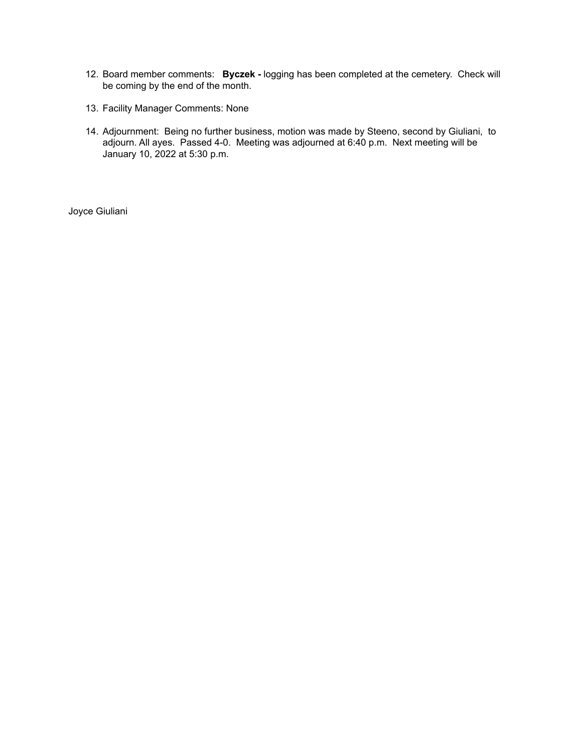12. Board member comments: **Byczek -** logging has been completed at the cemetery. Check will be coming by the end of the month.

13. Facility Manager Comments: None

14. Adjournment: Being no further business, motion was made by Steeno, second by Giuliani, to adjourn. All ayes. Passed 4-0. Meeting was adjourned at 6:40 p.m. Next meeting will be January 10, 2022 at 5:30 p.m.

Joyce Giuliani